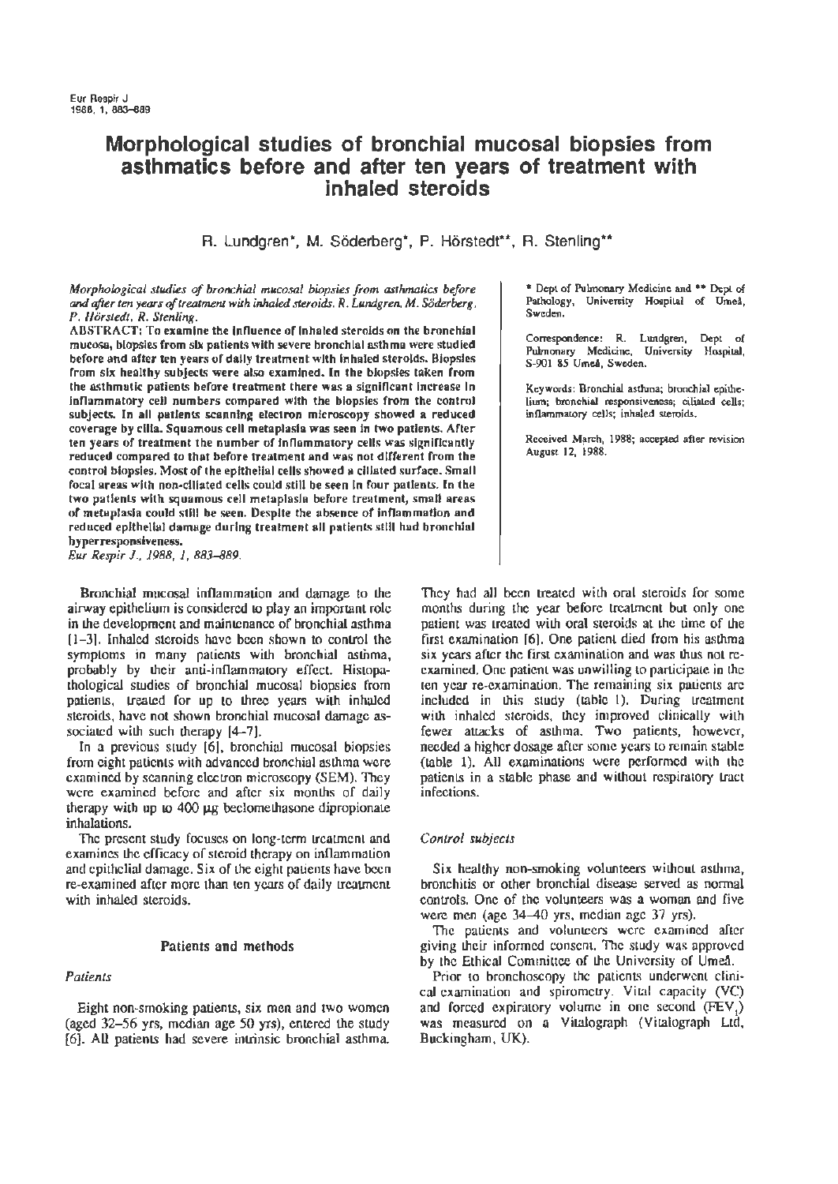# Morphological studies of bronchial mucosal biopsies from asthmatics before and after ten years of treatment with inhaled steroids

R. Lundgren*, M. Söderberg*, P. Hörstedt**, R. Stenling**

*Morphological studies of bronchial mucosal biopsies from asthmatics before and after ten years of treatment with inhaled steroids. R. Lundgren, M. Söderberg, P. Hörstedt, R. Stenling.*

**ABSTRACT: To examine the influence of inhaled steroids on the bronchial mucosa, biopsies from six patients with severe bronchial asthma were studied before and after ten years of daily treatment with inhaled steroids. Biopsies from six healthy subjects were also examined. In the biopsies taken from the asthmatic patients before treatment there was a significant increase in inflammatory cell numbers compared with the biopsies from the control subjects. In all patients scanning electron microscopy showed a reduced coverage by cilia. Squamous cell metaplasia was seen in two patients. After ten years of treatment the number of inflammatory cells was significantly reduced compared to that before treatment and was not different from the control biopsies. Most of the epithelial cells showed a ciliated surface. Small focal areas with non-ciliated cells could still be seen in four patients. In the two patients with squamous cell metaplasia before treatment, small areas of metaplasia could still be seen. Despite the absence of inflammation and reduced epithelial damage during treatment all patients still had bronchial hyperresponsiveness.**

*Eur Respir J., 1988, 1, 883–889.*

\* Dept of Pulmonary Medicine and \*\* Dept of Pathology, University Hospital of Umeå, Sweden.

Correspondence: R. Lundgren, Dept of Pulmonary Medicine, University Hospital, S-901 85 Umeå, Sweden.

Keywords: Bronchial asthma; bronchial epithelium; bronchial responsiveness; ciliated cells; inflammatory cells; inhaled steroids.

Received March, 1988; accepted after revision August 12, 1988.

Bronchial mucosal inflammation and damage to the airway epithelium is considered to play an important role in the development and maintenance of bronchial asthma [1–3]. Inhaled steroids have been shown to control the symptoms in many patients with bronchial asthma, probably by their anti-inflammatory effect. Histopathological studies of bronchial mucosal biopsies from patients, treated for up to three years with inhaled steroids, have not shown bronchial mucosal damage associated with such therapy [4–7].

In a previous study [6], bronchial mucosal biopsies from eight patients with advanced bronchial asthma were examined by scanning electron microscopy (SEM). They were examined before and after six months of daily therapy with up to 400 μg beclomethasone dipropionate inhalations.

The present study focuses on long-term treatment and examines the efficacy of steroid therapy on inflammation and epithelial damage. Six of the eight patients have been re-examined after more than ten years of daily treatment with inhaled steroids.

## Patients and methods

### *Patients*

Eight non-smoking patients, six men and two women (aged 32–56 yrs, median age 50 yrs), entered the study [6]. All patients had severe intrinsic bronchial asthma. They had all been treated with oral steroids for some months during the year before treatment but only one patient was treated with oral steroids at the time of the first examination [6]. One patient died from his asthma six years after the first examination and was thus not re-examined. One patient was unwilling to participate in the ten year re-examination. The remaining six patients are included in this study (table 1). During treatment with inhaled steroids, they improved clinically with fewer attacks of asthma. Two patients, however, needed a higher dosage after some years to remain stable (table 1). All examinations were performed with the patients in a stable phase and without respiratory tract infections.

### *Control subjects*

Six healthy non-smoking volunteers without asthma, bronchitis or other bronchial disease served as normal controls. One of the volunteers was a woman and five were men (age 34–40 yrs, median age 37 yrs).

The patients and volunteers were examined after giving their informed consent. The study was approved by the Ethical Committee of the University of Umeå.

Prior to bronchoscopy the patients underwent clinical examination and spirometry. Vital capacity (VC) and forced expiratory volume in one second ($FEV_1$) was measured on a Vitalograph (Vitalograph Ltd, Buckingham, UK).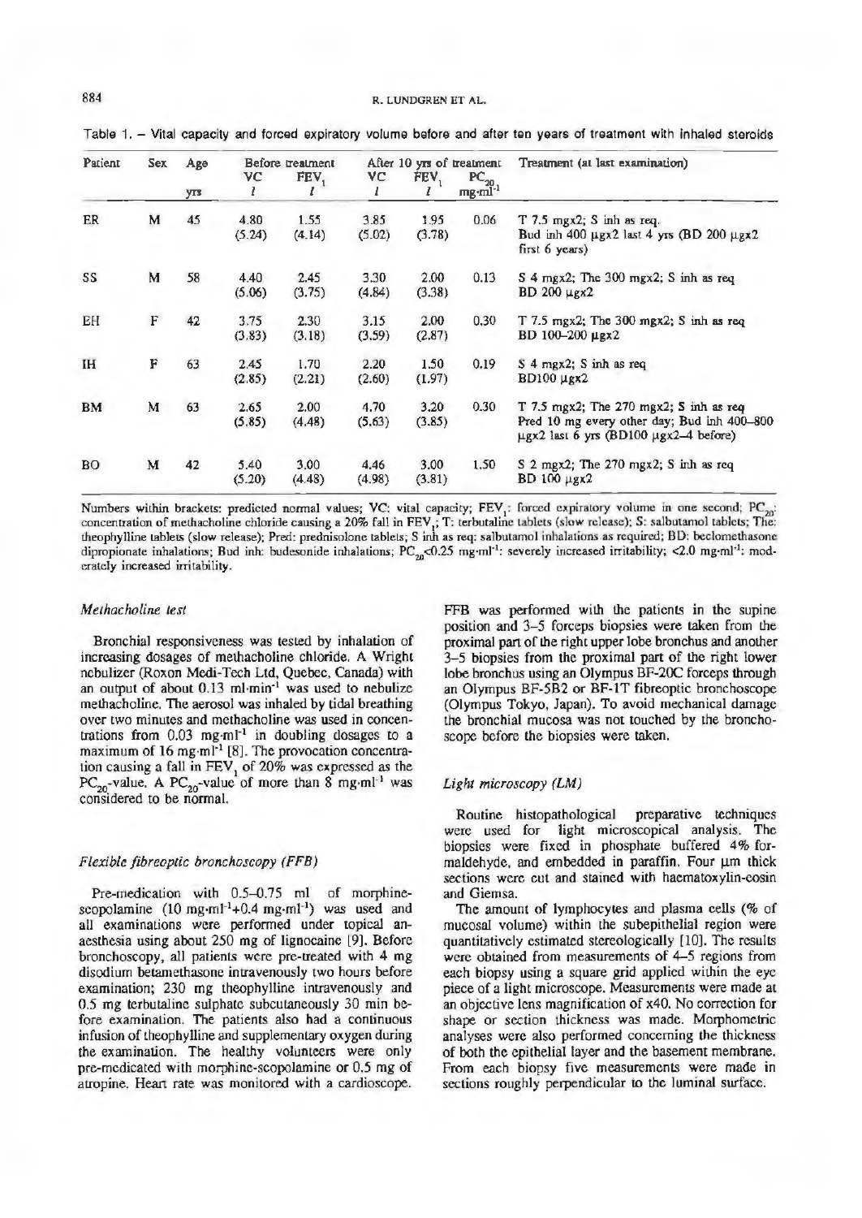Table 1. – Vital capacity and forced expiratory volume before and after ten years of treatment with inhaled steroids

| Patient | Sex | Age yrs | Before treatment VC $l$ | Before treatment $FEV_1$ $l$ | After 10 yrs of treatment VC $l$ | After 10 yrs of treatment $FEV_1$ $l$ | $PC_{20}$ $mg \cdot ml^{-1}$ | Treatment (at last examination) |
|---|---|---|---|---|---|---|---|---|
| ER | M | 45 | 4.80 (5.24) | 1.55 (4.14) | 3.85 (5.02) | 1.95 (3.78) | 0.06 | T 7.5 mgx2; S inh as req. Bud inh 400 µgx2 last 4 yrs (BD 200 µgx2 first 6 years) |
| SS | M | 58 | 4.40 (5.06) | 2.45 (3.75) | 3.30 (4.84) | 2.00 (3.38) | 0.13 | S 4 mgx2; The 300 mgx2; S inh as req BD 200 µgx2 |
| EH | F | 42 | 3.75 (3.83) | 2.30 (3.18) | 3.15 (3.59) | 2.00 (2.87) | 0.30 | T 7.5 mgx2; The 300 mgx2; S inh as req BD 100–200 µgx2 |
| IH | F | 63 | 2.45 (2.85) | 1.70 (2.21) | 2.20 (2.60) | 1.50 (1.97) | 0.19 | S 4 mgx2; S inh as req BD100 µgx2 |
| BM | M | 63 | 2.65 (5.85) | 2.00 (4.48) | 4.70 (5.63) | 3.20 (3.85) | 0.30 | T 7.5 mgx2; The 270 mgx2; S inh as req Pred 10 mg every other day; Bud inh 400–800 µgx2 last 6 yrs (BD100 µgx2–4 before) |
| BO | M | 42 | 5.40 (5.20) | 3.00 (4.48) | 4.46 (4.98) | 3.00 (3.81) | 1.50 | S 2 mgx2; The 270 mgx2; S inh as req BD 100 µgx2 |

Numbers within brackets: predicted normal values; VC: vital capacity; $FEV_1$: forced expiratory volume in one second; $PC_{20}$: concentration of methacholine chloride causing a 20% fall in $FEV_1$; T: terbutaline tablets (slow release); S: salbutamol tablets; The: theophylline tablets (slow release); Pred: prednisolone tablets; S inh as req: salbutamol inhalations as required; BD: beclomethasone dipropionate inhalations; Bud inh: budesonide inhalations; $PC_{20}$<0.25 $mg \cdot ml^{-1}$: severely increased irritability; <2.0 $mg \cdot ml^{-1}$: moderately increased irritability.

### *Methacholine test*

Bronchial responsiveness was tested by inhalation of increasing dosages of methacholine chloride. A Wright nebulizer (Roxon Medi-Tech Ltd, Quebec, Canada) with an output of about 0.13 $ml \cdot min^{-1}$ was used to nebulize methacholine. The aerosol was inhaled by tidal breathing over two minutes and methacholine was used in concentrations from 0.03 $mg \cdot ml^{-1}$ in doubling dosages to a maximum of 16 $mg \cdot ml^{-1}$ [8]. The provocation concentration causing a fall in $FEV_1$ of 20% was expressed as the $PC_{20}$-value. A $PC_{20}$-value of more than 8 $mg \cdot ml^{-1}$ was considered to be normal.

### *Flexible fibreoptic bronchoscopy (FFB)*

Pre-medication with 0.5–0.75 ml of morphine-scopolamine (10 $mg \cdot ml^{-1}$+0.4 $mg \cdot ml^{-1}$) was used and all examinations were performed under topical anaesthesia using about 250 mg of lignocaine [9]. Before bronchoscopy, all patients were pre-treated with 4 mg disodium betamethasone intravenously two hours before examination; 230 mg theophylline intravenously and 0.5 mg terbutaline sulphate subcutaneously 30 min before examination. The patients also had a continuous infusion of theophylline and supplementary oxygen during the examination. The healthy volunteers were only pre-medicated with morphine-scopolamine or 0.5 mg of atropine. Heart rate was monitored with a cardioscope.

FFB was performed with the patients in the supine position and 3–5 forceps biopsies were taken from the proximal part of the right upper lobe bronchus and another 3–5 biopsies from the proximal part of the right lower lobe bronchus using an Olympus BF-20C forceps through an Olympus BF-5B2 or BF-1T fibreoptic bronchoscope (Olympus Tokyo, Japan). To avoid mechanical damage the bronchial mucosa was not touched by the bronchoscope before the biopsies were taken.

### *Light microscopy (LM)*

Routine histopathological preparative techniques were used for light microscopical analysis. The biopsies were fixed in phosphate buffered 4% formaldehyde, and embedded in paraffin. Four µm thick sections were cut and stained with haematoxylin-eosin and Giemsa.

The amount of lymphocytes and plasma cells (% of mucosal volume) within the subepithelial region were quantitatively estimated stereologically [10]. The results were obtained from measurements of 4–5 regions from each biopsy using a square grid applied within the eye piece of a light microscope. Measurements were made at an objective lens magnification of x40. No correction for shape or section thickness was made. Morphometric analyses were also performed concerning the thickness of both the epithelial layer and the basement membrane. From each biopsy five measurements were made in sections roughly perpendicular to the luminal surface.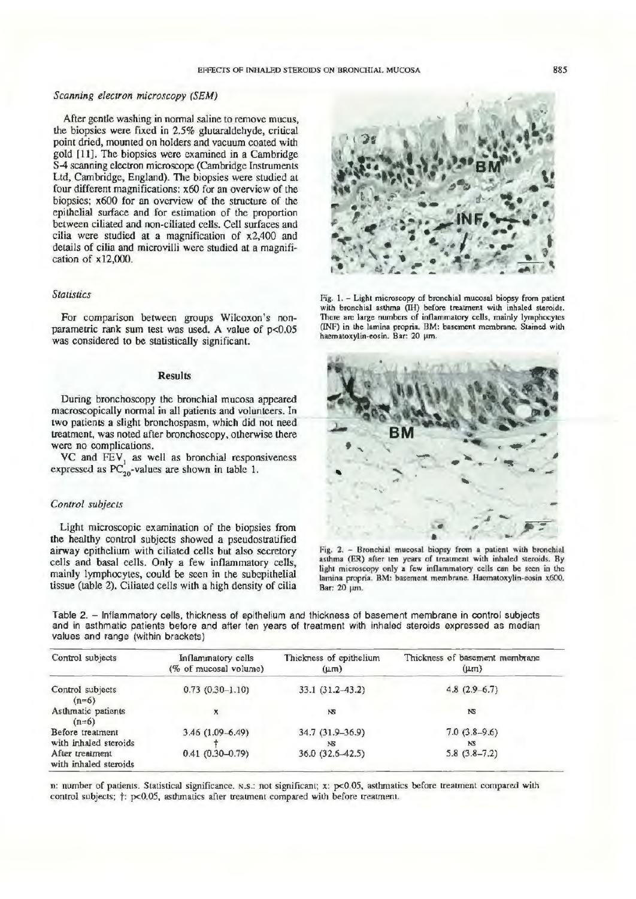### *Scanning electron microscopy (SEM)*

After gentle washing in normal saline to remove mucus, the biopsies were fixed in 2.5% glutaraldehyde, critical point dried, mounted on holders and vacuum coated with gold [11]. The biopsies were examined in a Cambridge S-4 scanning electron microscope (Cambridge Instruments Ltd, Cambridge, England). The biopsies were studied at four different magnifications: x60 for an overview of the biopsies; x600 for an overview of the structure of the epithelial surface and for estimation of the proportion between ciliated and non-ciliated cells. Cell surfaces and cilia were studied at a magnification of x2,400 and details of cilia and microvilli were studied at a magnification of x12,000.

### *Statistics*

For comparison between groups Wilcoxon's non-parametric rank sum test was used. A value of $p<0.05$ was considered to be statistically significant.

## Results

During bronchoscopy the bronchial mucosa appeared macroscopically normal in all patients and volunteers. In two patients a slight bronchospasm, which did not need treatment, was noted after bronchoscopy, otherwise there were no complications.

VC and $FEV_1$ as well as bronchial responsiveness expressed as $PC_{20}$-values are shown in table 1.

### *Control subjects*

Light microscopic examination of the biopsies from the healthy control subjects showed a pseudostratified airway epithelium with ciliated cells but also secretory cells and basal cells. Only a few inflammatory cells, mainly lymphocytes, could be seen in the subepithelial tissue (table 2). Ciliated cells with a high density of cilia

Fig. 1. – Light microscopy of bronchial mucosal biopsy from patient with bronchial asthma (IH) before treatment with inhaled steroids. There are large numbers of inflammatory cells, mainly lymphocytes (INF) in the lamina propria. BM: basement membrane. Stained with haematoxylin-eosin. Bar: 20 μm.

Fig. 2. – Bronchial mucosal biopsy from a patient with bronchial asthma (ER) after ten years of treatment with inhaled steroids. By light microscopy only a few inflammatory cells can be seen in the lamina propria. BM: basement membrane. Haematoxylin-eosin x600. Bar: 20 μm.

Table 2. – Inflammatory cells, thickness of epithelium and thickness of basement membrane in control subjects and in asthmatic patients before and after ten years of treatment with inhaled steroids expressed as median values and range (within brackets)

| Control subjects | Inflammatory cells (% of mucosal volume) | Thickness of epithelium (μm) | Thickness of basement membrane (μm) |
|---|---|---|---|
| Control subjects (n=6) | 0.73 (0.30–1.10) | 33.1 (31.2–43.2) | 4.8 (2.9–6.7) |
| Asthmatic patients (n=6) | x | NS | NS |
| Before treatment with inhaled steroids | 3.46 (1.09–6.49) | 34.7 (31.9–36.9) | 7.0 (3.8–9.6) |
| | † | NS | NS |
| After treatment with inhaled steroids | 0.41 (0.30–0.79) | 36.0 (32.6–42.5) | 5.8 (3.8–7.2) |

n: number of patients. Statistical significance. N.S.: not significant; x: $p<0.05$, asthmatics before treatment compared with control subjects; †: $p<0.05$, asthmatics after treatment compared with before treatment.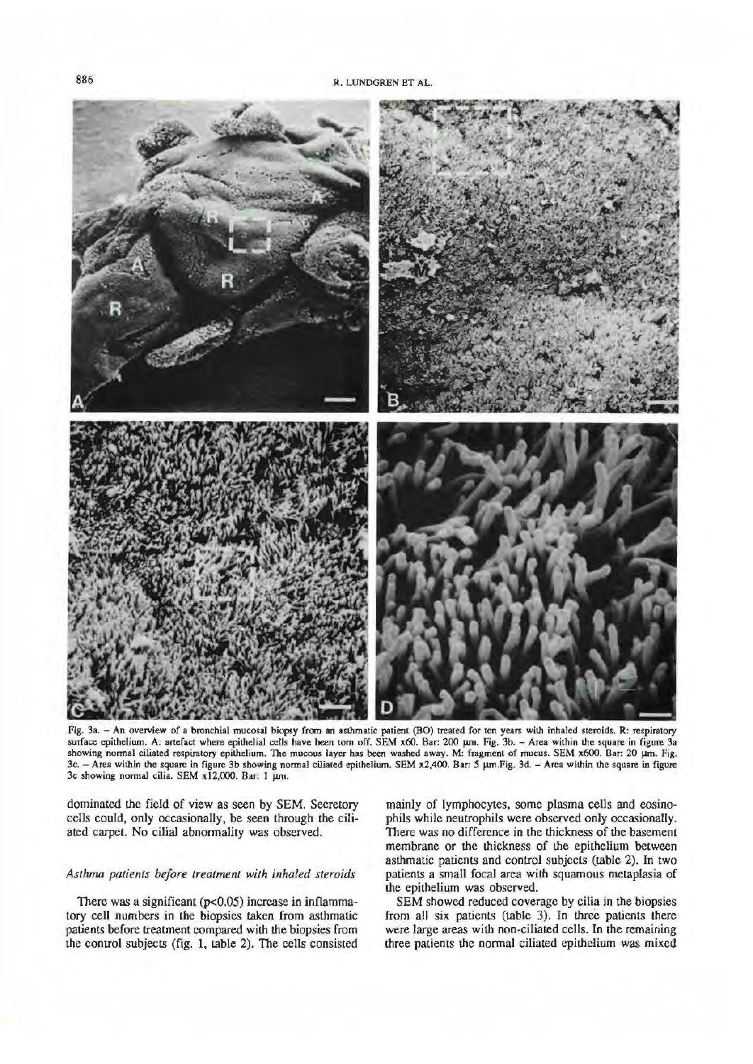Fig. 3a. – An overview of a bronchial mucosal biopsy from an asthmatic patient (BO) treated for ten years with inhaled steroids. R: respiratory surface epithelium. A: artefact where epithelial cells have been torn off. SEM x60. Bar: 200 µm. Fig. 3b. – Area within the square in figure 3a showing normal ciliated respiratory epithelium. The mucous layer has been washed away. M: fragment of mucus. SEM x600. Bar: 20 µm. Fig. 3c. – Area within the square in figure 3b showing normal ciliated epithelium. SEM x2,400. Bar: 5 µm. Fig. 3d. – Area within the square in figure 3c showing normal cilia. SEM x12,000. Bar: 1 µm.

dominated the field of view as seen by SEM. Secretory cells could, only occasionally, be seen through the ciliated carpet. No cilial abnormality was observed.

### *Asthma patients before treatment with inhaled steroids*

There was a significant ($p<0.05$) increase in inflammatory cell numbers in the biopsies taken from asthmatic patients before treatment compared with the biopsies from the control subjects (fig. 1, table 2). The cells consisted mainly of lymphocytes, some plasma cells and eosinophils while neutrophils were observed only occasionally. There was no difference in the thickness of the basement membrane or the thickness of the epithelium between asthmatic patients and control subjects (table 2). In two patients a small focal area with squamous metaplasia of the epithelium was observed.

SEM showed reduced coverage by cilia in the biopsies from all six patients (table 3). In three patients there were large areas with non-ciliated cells. In the remaining three patients the normal ciliated epithelium was mixed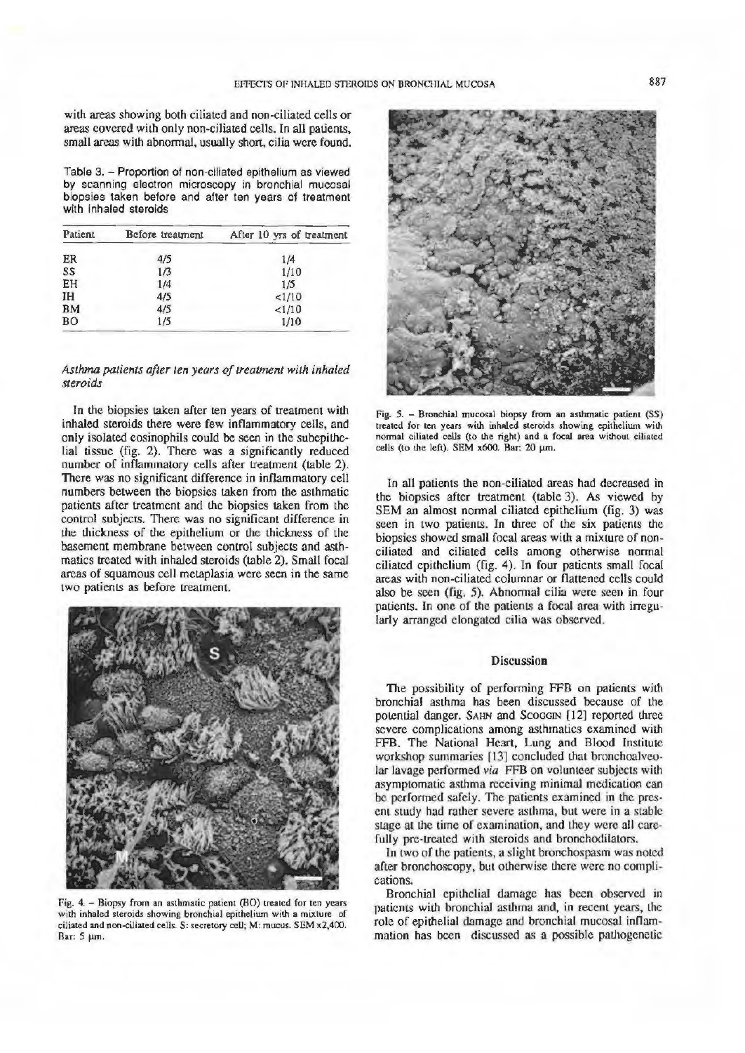with areas showing both ciliated and non-ciliated cells or areas covered with only non-ciliated cells. In all patients, small areas with abnormal, usually short, cilia were found.

Table 3. – Proportion of non-ciliated epithelium as viewed by scanning electron microscopy in bronchial mucosal biopsies taken before and after ten years of treatment with inhaled steroids

| Patient | Before treatment | After 10 yrs of treatment |
|---|---|---|
| ER | 4/5 | 1/4 |
| SS | 1/3 | 1/10 |
| EH | 1/4 | 1/5 |
| IH | 4/5 | <1/10 |
| BM | 4/5 | <1/10 |
| BO | 1/5 | 1/10 |

### *Asthma patients after ten years of treatment with inhaled steroids*

In the biopsies taken after ten years of treatment with inhaled steroids there were few inflammatory cells, and only isolated eosinophils could be seen in the subepithelial tissue (fig. 2). There was a significantly reduced number of inflammatory cells after treatment (table 2). There was no significant difference in inflammatory cell numbers between the biopsies taken from the asthmatic patients after treatment and the biopsies taken from the control subjects. There was no significant difference in the thickness of the epithelium or the thickness of the basement membrane between control subjects and asthmatics treated with inhaled steroids (table 2). Small focal areas of squamous cell metaplasia were seen in the same two patients as before treatment.

Fig. 4. – Biopsy from an asthmatic patient (BO) treated for ten years with inhaled steroids showing bronchial epithelium with a mixture of ciliated and non-ciliated cells. S: secretory cell; M: mucus. SEM x2,400. Bar: 5 µm.

Fig. 5. – Bronchial mucosal biopsy from an asthmatic patient (SS) treated for ten years with inhaled steroids showing epithelium with normal ciliated cells (to the right) and a focal area without ciliated cells (to the left). SEM x600. Bar: 20 µm.

In all patients the non-ciliated areas had decreased in the biopsies after treatment (table 3). As viewed by SEM an almost normal ciliated epithelium (fig. 3) was seen in two patients. In three of the six patients the biopsies showed small focal areas with a mixture of non-ciliated and ciliated cells among otherwise normal ciliated epithelium (fig. 4). In four patients small focal areas with non-ciliated columnar or flattened cells could also be seen (fig. 5). Abnormal cilia were seen in four patients. In one of the patients a focal area with irregularly arranged elongated cilia was observed.

## Discussion

The possibility of performing FFB on patients with bronchial asthma has been discussed because of the potential danger. SAHN and SCOGGIN [12] reported three severe complications among asthmatics examined with FFB. The National Heart, Lung and Blood Institute workshop summaries [13] concluded that bronchoalveolar lavage performed *via* FFB on volunteer subjects with asymptomatic asthma receiving minimal medication can be performed safely. The patients examined in the present study had rather severe asthma, but were in a stable stage at the time of examination, and they were all carefully pre-treated with steroids and bronchodilators.

In two of the patients, a slight bronchospasm was noted after bronchoscopy, but otherwise there were no complications.

Bronchial epithelial damage has been observed in patients with bronchial asthma and, in recent years, the role of epithelial damage and bronchial mucosal inflammation has been discussed as a possible pathogenetic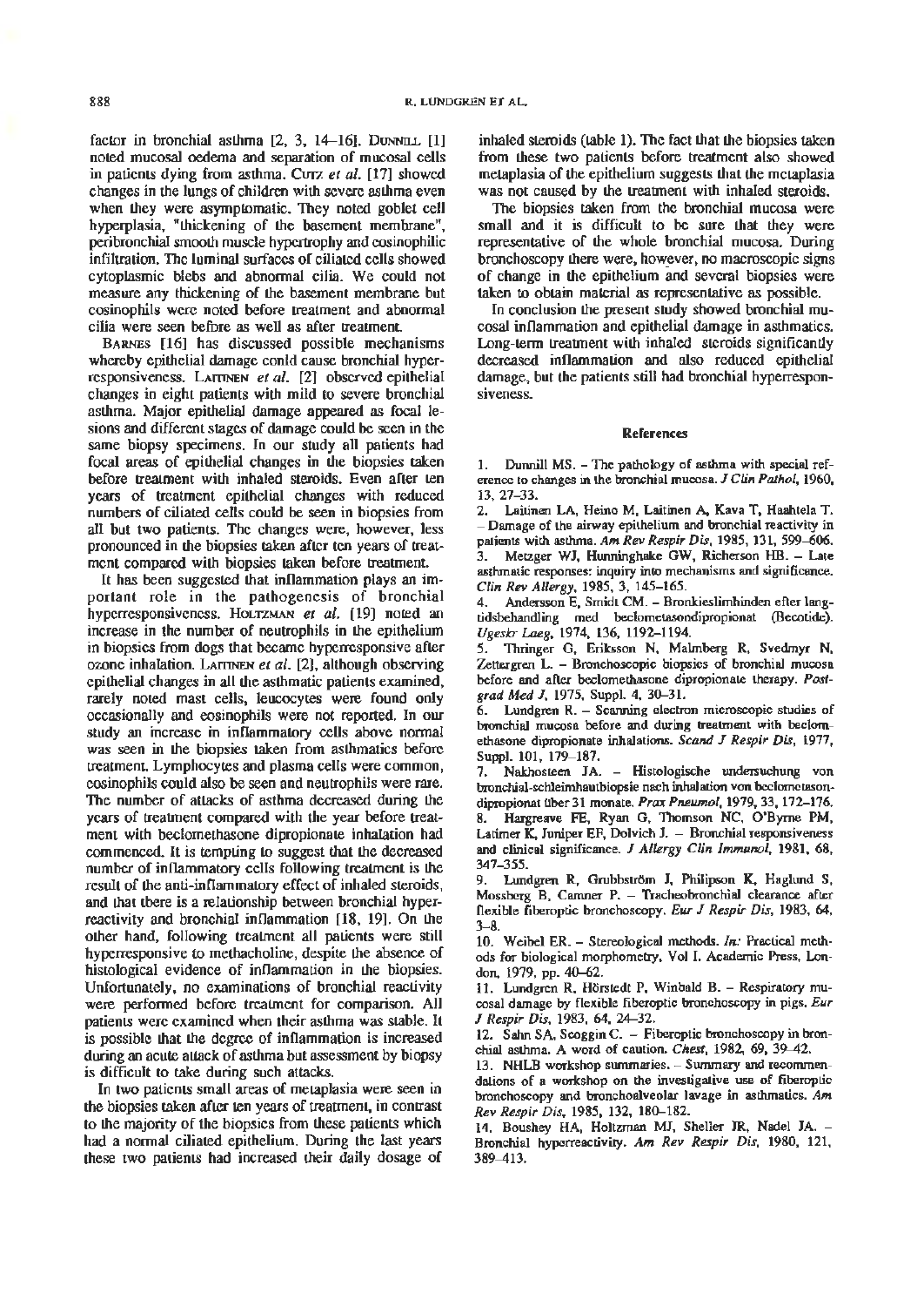factor in bronchial asthma [2, 3, 14–16]. DUNNILL [1] noted mucosal oedema and separation of mucosal cells in patients dying from asthma. CUTZ *et al.* [17] showed changes in the lungs of children with severe asthma even when they were asymptomatic. They noted goblet cell hyperplasia, "thickening of the basement membrane", peribronchial smooth muscle hypertrophy and eosinophilic infiltration. The luminal surfaces of ciliated cells showed cytoplasmic blebs and abnormal cilia. We could not measure any thickening of the basement membrane but eosinophils were noted before treatment and abnormal cilia were seen before as well as after treatment.

BARNES [16] has discussed possible mechanisms whereby epithelial damage could cause bronchial hyperresponsiveness. LAITINEN *et al.* [2] observed epithelial changes in eight patients with mild to severe bronchial asthma. Major epithelial damage appeared as focal lesions and different stages of damage could be seen in the same biopsy specimens. In our study all patients had focal areas of epithelial changes in the biopsies taken before treatment with inhaled steroids. Even after ten years of treatment epithelial changes with reduced numbers of ciliated cells could be seen in biopsies from all but two patients. The changes were, however, less pronounced in the biopsies taken after ten years of treatment compared with biopsies taken before treatment.

It has been suggested that inflammation plays an important role in the pathogenesis of bronchial hyperresponsiveness. HOLTZMAN *et al.* [19] noted an increase in the number of neutrophils in the epithelium in biopsies from dogs that became hyperresponsive after ozone inhalation. LAITINEN *et al.* [2], although observing epithelial changes in all the asthmatic patients examined, rarely noted mast cells, leucocytes were found only occasionally and eosinophils were not reported. In our study an increase in inflammatory cells above normal was seen in the biopsies taken from asthmatics before treatment. Lymphocytes and plasma cells were common, eosinophils could also be seen and neutrophils were rare. The number of attacks of asthma decreased during the years of treatment compared with the year before treatment with beclomethasone dipropionate inhalation had commenced. It is tempting to suggest that the decreased number of inflammatory cells following treatment is the result of the anti-inflammatory effect of inhaled steroids, and that there is a relationship between bronchial hyperreactivity and bronchial inflammation [18, 19]. On the other hand, following treatment all patients were still hyperresponsive to methacholine, despite the absence of histological evidence of inflammation in the biopsies. Unfortunately, no examinations of bronchial reactivity were performed before treatment for comparison. All patients were examined when their asthma was stable. It is possible that the degree of inflammation is increased during an acute attack of asthma but assessment by biopsy is difficult to take during such attacks.

In two patients small areas of metaplasia were seen in the biopsies taken after ten years of treatment, in contrast to the majority of the biopsies from these patients which had a normal ciliated epithelium. During the last years these two patients had increased their daily dosage of inhaled steroids (table 1). The fact that the biopsies taken from these two patients before treatment also showed metaplasia of the epithelium suggests that the metaplasia was not caused by the treatment with inhaled steroids.

The biopsies taken from the bronchial mucosa were small and it is difficult to be sure that they were representative of the whole bronchial mucosa. During bronchoscopy there were, however, no macroscopic signs of change in the epithelium and several biopsies were taken to obtain material as representative as possible.

In conclusion the present study showed bronchial mucosal inflammation and epithelial damage in asthmatics. Long-term treatment with inhaled steroids significantly decreased inflammation and also reduced epithelial damage, but the patients still had bronchial hyperresponsiveness.

## References

1. Dunnill MS. – The pathology of asthma with special reference to changes in the bronchial mucosa. *J Clin Pathol*, 1960, 13, 27–33.
2. Laitinen LA, Heino M, Laitinen A, Kava T, Haahtela T. – Damage of the airway epithelium and bronchial reactivity in patients with asthma. *Am Rev Respir Dis*, 1985, 131, 599–606.
3. Metzger WJ, Hunninghake GW, Richerson HB. – Late asthmatic responses: inquiry into mechanisms and significance. *Clin Rev Allergy*, 1985, 3, 145–165.
4. Andersson E, Smidt CM. – Bronkieslimhinden efter langtidsbehandling med beclometasondipropionat (Becotide). *Ugeskr Laeg*, 1974, 136, 1192–1194.
5. Thringer G, Eriksson N, Malmberg R, Svedmyr N, Zettergren L. – Bronchoscopic biopsies of bronchial mucosa before and after beclomethasone dipropionate therapy. *Postgrad Med J*, 1975, Suppl. 4, 30–31.
6. Lundgren R. – Scanning electron microscopic studies of bronchial mucosa before and during treatment with beclomethasone dipropionate inhalations. *Scand J Respir Dis*, 1977, Suppl. 101, 179–187.
7. Nakhosteen JA. – Histologische undersuchung von bronchial-schleimhautbiopsie nach inhalation von beclometasondipropionat über 31 monate. *Prax Pneumol*, 1979, 33, 172–176.
8. Hargreave FE, Ryan G, Thomson NC, O'Byrne PM, Latimer K, Juniper EF, Dolvich J. – Bronchial responsiveness and clinical significance. *J Allergy Clin Immunol*, 1981, 68, 347–355.
9. Lundgren R, Grubbström J, Philipson K, Haglund S, Mossberg B, Camner P. – Tracheobronchial clearance after flexible fiberoptic bronchoscopy. *Eur J Respir Dis*, 1983, 64, 3–8.
10. Weibel ER. – Stereological methods. *In:* Practical methods for biological morphometry, Vol I. Academic Press, London, 1979, pp. 40–62.
11. Lundgren R, Hörstedt P, Winbald B. – Respiratory mucosal damage by flexible fiberoptic bronchoscopy in pigs. *Eur J Respir Dis*, 1983, 64, 24–32.
12. Sahn SA, Scoggin C. – Fiberoptic bronchoscopy in bronchial asthma. A word of caution. *Chest*, 1982, 69, 39–42.
13. NHLB workshop summaries. – Summary and recommendations of a workshop on the investigative use of fiberoptic bronchoscopy and bronchoalveolar lavage in asthmatics. *Am Rev Respir Dis*, 1985, 132, 180–182.
14. Boushey HA, Holtzman MJ, Sheller JR, Nadel JA. – Bronchial hyperreactivity. *Am Rev Respir Dis*, 1980, 121, 389–413.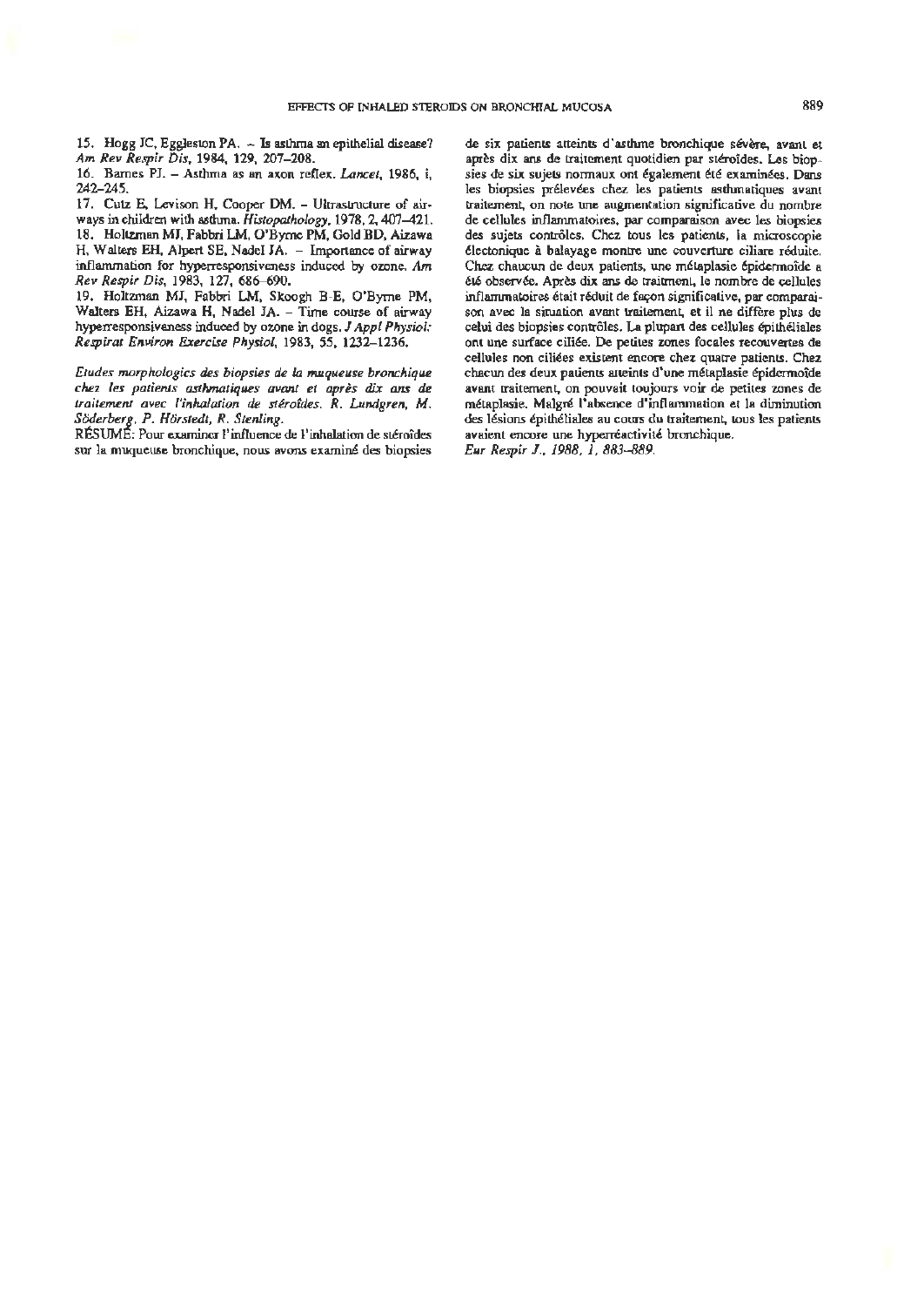15. Hogg JC, Eggleston PA. – Is asthma an epithelial disease? *Am Rev Respir Dis*, 1984, 129, 207–208.

16. Barnes PJ. – Asthma as an axon reflex. *Lancet*, 1986, i, 242–245.

17. Cutz E, Levison H, Cooper DM. – Ultrastructure of airways in children with asthma. *Histopathology*, 1978, 2, 407–421.

18. Holtzman MJ, Fabbri LM, O'Byrne PM, Gold BD, Aizawa H, Walters EH, Alpert SE, Nadel JA. – Importance of airway inflammation for hyperresponsiveness induced by ozone. *Am Rev Respir Dis*, 1983, 127, 686–690.

19. Holtzman MJ, Fabbri LM, Skoogh B-E, O'Byrne PM, Walters EH, Aizawa H, Nadel JA. – Time course of airway hyperresponsiveness induced by ozone in dogs. *J Appl Physiol: Respirat Environ Exercise Physiol*, 1983, 55, 1232–1236.

*Etudes morphologics des biopsies de la muqueuse bronchique chez les patients asthmatiques avant et après dix ans de traitement avec l'inhalation de stéroïdes. R. Lundgren, M. Söderberg, P. Hörstedt, R. Stenling.*

RÉSUMÉ: Pour examiner l'influence de l'inhalation de stéroïdes sur la muqueuse bronchique, nous avons examiné des biopsies de six patients atteints d'asthme bronchique sévère, avant et après dix ans de traitement quotidien par stéroïdes. Les biopsies de six sujets normaux ont également été examinées. Dans les biopsies prélevées chez les patients asthmatiques avant traitement, on note une augmentation significative du nombre de cellules inflammatoires, par comparaison avec les biopsies des sujets contrôles. Chez tous les patients, la microscopie électonique à balayage montre une couverture ciliare réduite. Chez chaucun de deux patients, une métaplasie épidermoïde a été observée. Après dix ans de traitment, le nombre de cellules inflammatoires était réduit de façon significative, par comparaison avec la situation avant traitement, et il ne diffère plus de celui des biopsies contrôles. La plupart des cellules épithéliales ont une surface ciliée. De petites zones focales recouvertes de cellules non ciliées existent encore chez quatre patients. Chez chacun des deux patients atteints d'une métaplasie épidermoïde avant traitement, on pouvait toujours voir de petites zones de métaplasie. Malgré l'absence d'inflammation et la diminution des lésions épithéliales au cours du traitement, tous les patients avaient encore une hyperréactivité bronchique.

*Eur Respir J., 1988, 1, 883–889.*